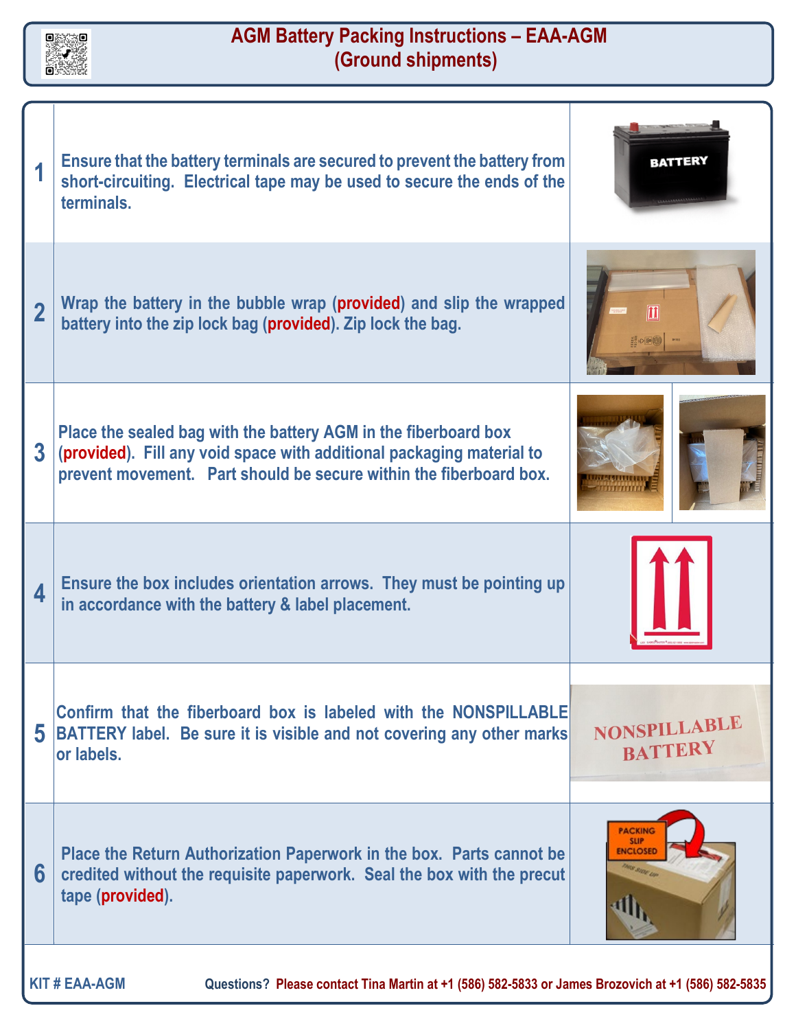# AGM Battery Packing Instructions – EAA-AGM
## (Ground shipments)

| Step | Instructions |
|---|---|
| 1 | Ensure that the battery terminals are secured to prevent the battery from short-circuiting. Electrical tape may be used to secure the ends of the terminals. |
| 2 | Wrap the battery in the bubble wrap (provided) and slip the wrapped battery into the zip lock bag (provided). Zip lock the bag. |
| 3 | Place the sealed bag with the battery AGM in the fiberboard box (provided). Fill any void space with additional packaging material to prevent movement. Part should be secure within the fiberboard box. |
| 4 | Ensure the box includes orientation arrows. They must be pointing up in accordance with the battery & label placement. |
| 5 | Confirm that the fiberboard box is labeled with the NONSPILLABLE BATTERY label. Be sure it is visible and not covering any other marks or labels. |
| 6 | Place the Return Authorization Paperwork in the box. Parts cannot be credited without the requisite paperwork. Seal the box with the precut tape (provided). |

KIT # EAA-AGM

Questions? Please contact Tina Martin at +1 (586) 582-5833 or James Brozovich at +1 (586) 582-5835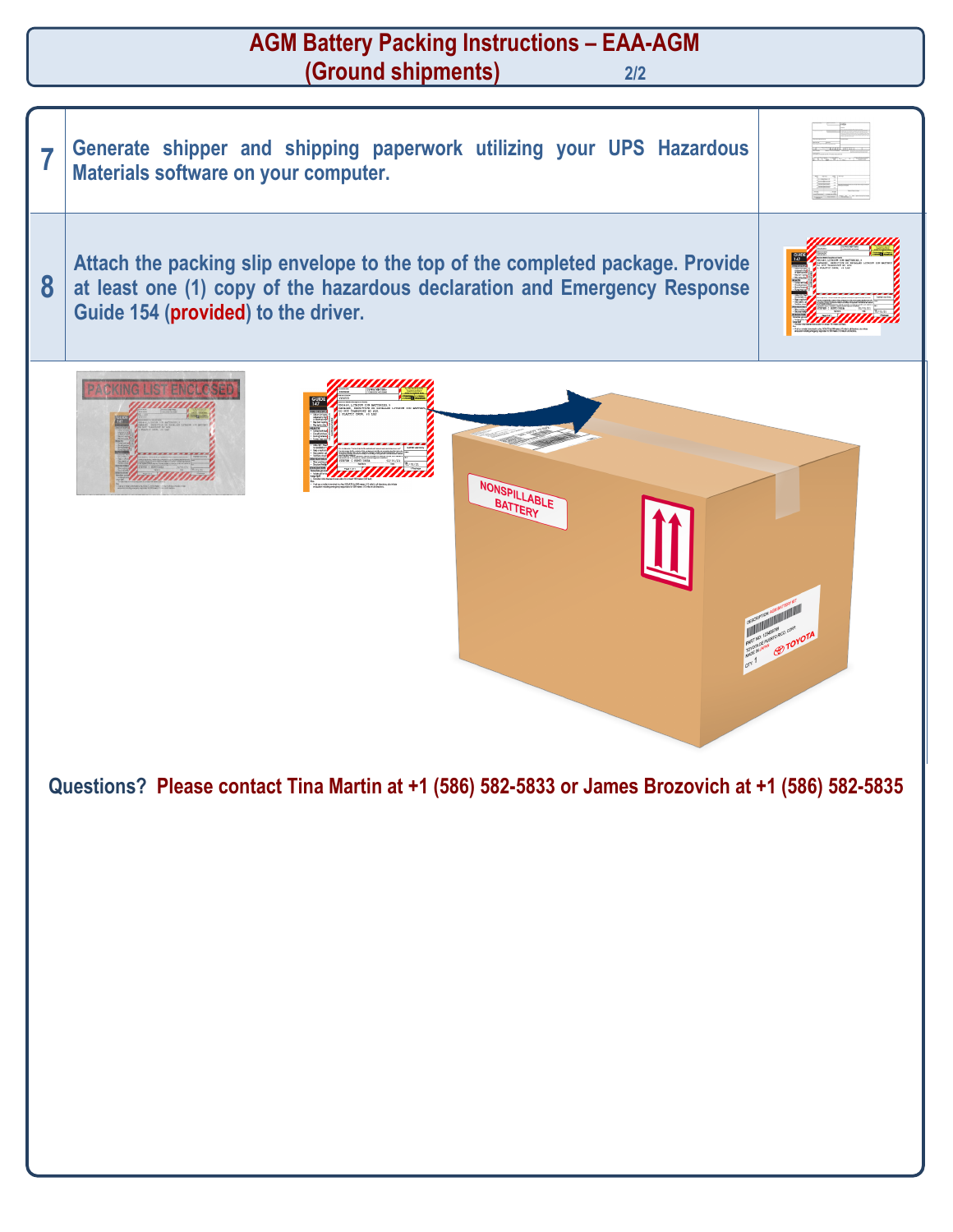# AGM Battery Packing Instructions – EAA-AGM (Ground shipments)

| | |
|---|---|
| **7** | **Generate shipper and shipping paperwork utilizing your UPS Hazardous Materials software on your computer.** |
| **8** | **Attach the packing slip envelope to the top of the completed package. Provide at least one (1) copy of the hazardous declaration and Emergency Response Guide 154 (provided) to the driver.** |

**Questions? Please contact Tina Martin at +1 (586) 582-5833 or James Brozovich at +1 (586) 582-5835**